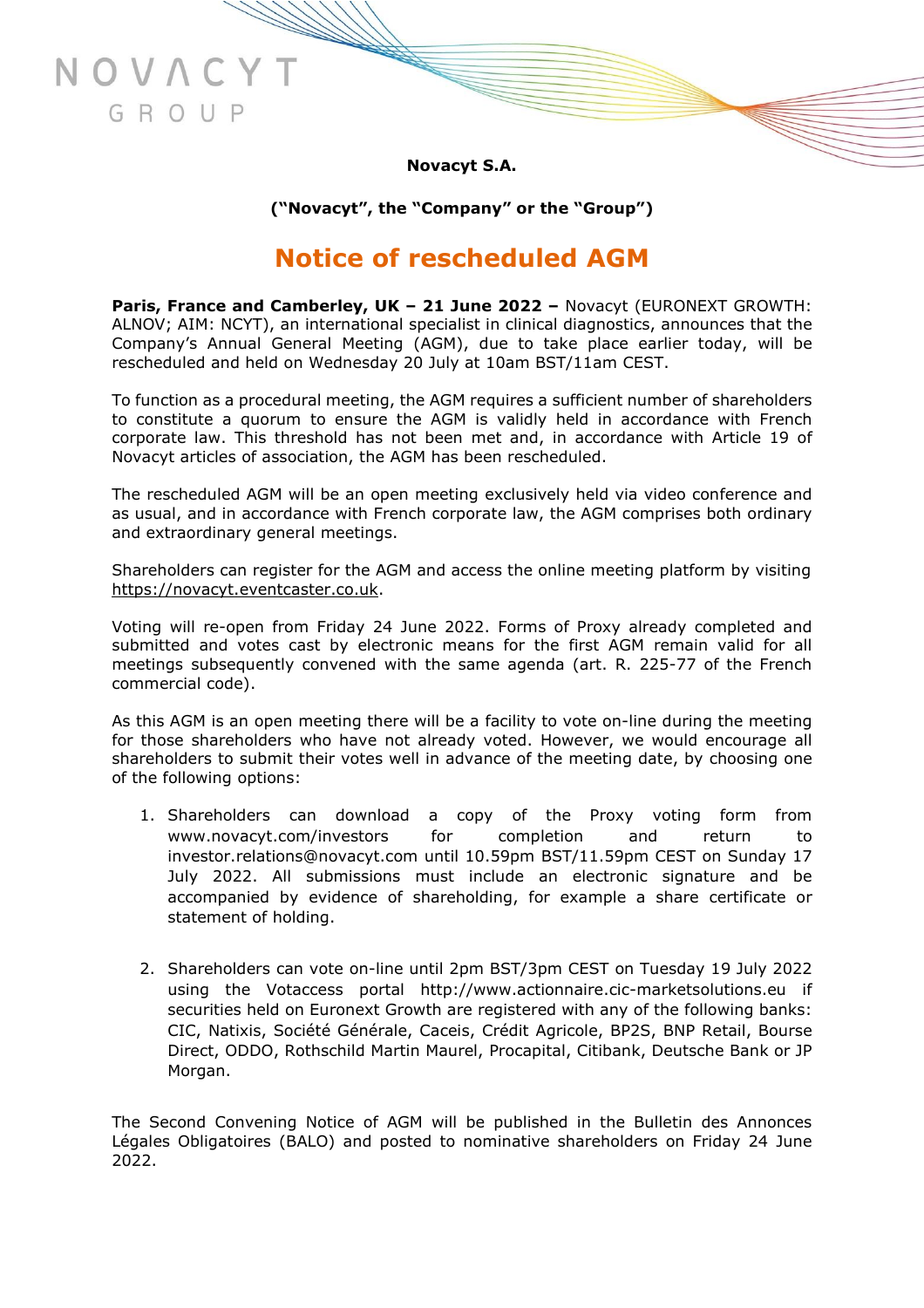NOVACYT GROUP

**Novacyt S.A.**

**("Novacyt", the "Company" or the "Group")**

# Notice of rescheduled AGM

**Paris, France and Camberley, UK – 21 June 2022 –** Novacyt (EURONEXT GROWTH: ALNOV; AIM: NCYT), an international specialist in clinical diagnostics, announces that the Company's Annual General Meeting (AGM), due to take place earlier today, will be rescheduled and held on Wednesday 20 July at 10am BST/11am CEST.

To function as a procedural meeting, the AGM requires a sufficient number of shareholders to constitute a quorum to ensure the AGM is validly held in accordance with French corporate law. This threshold has not been met and, in accordance with Article 19 of Novacyt articles of association, the AGM has been rescheduled.

The rescheduled AGM will be an open meeting exclusively held via video conference and as usual, and in accordance with French corporate law, the AGM comprises both ordinary and extraordinary general meetings.

Shareholders can register for the AGM and access the online meeting platform by visiting https://novacyt.eventcaster.co.uk.

Voting will re-open from Friday 24 June 2022. Forms of Proxy already completed and submitted and votes cast by electronic means for the first AGM remain valid for all meetings subsequently convened with the same agenda (art. R. 225-77 of the French commercial code).

As this AGM is an open meeting there will be a facility to vote on-line during the meeting for those shareholders who have not already voted. However, we would encourage all shareholders to submit their votes well in advance of the meeting date, by choosing one of the following options:

1. Shareholders can download a copy of the Proxy voting form from www.novacyt.com/investors for completion and return to investor.relations@novacyt.com until 10.59pm BST/11.59pm CEST on Sunday 17 July 2022. All submissions must include an electronic signature and be accompanied by evidence of shareholding, for example a share certificate or statement of holding.

2. Shareholders can vote on-line until 2pm BST/3pm CEST on Tuesday 19 July 2022 using the Votaccess portal http://www.actionnaire.cic-marketsolutions.eu if securities held on Euronext Growth are registered with any of the following banks: CIC, Natixis, Société Générale, Caceis, Crédit Agricole, BP2S, BNP Retail, Bourse Direct, ODDO, Rothschild Martin Maurel, Procapital, Citibank, Deutsche Bank or JP Morgan.

The Second Convening Notice of AGM will be published in the Bulletin des Annonces Légales Obligatoires (BALO) and posted to nominative shareholders on Friday 24 June 2022.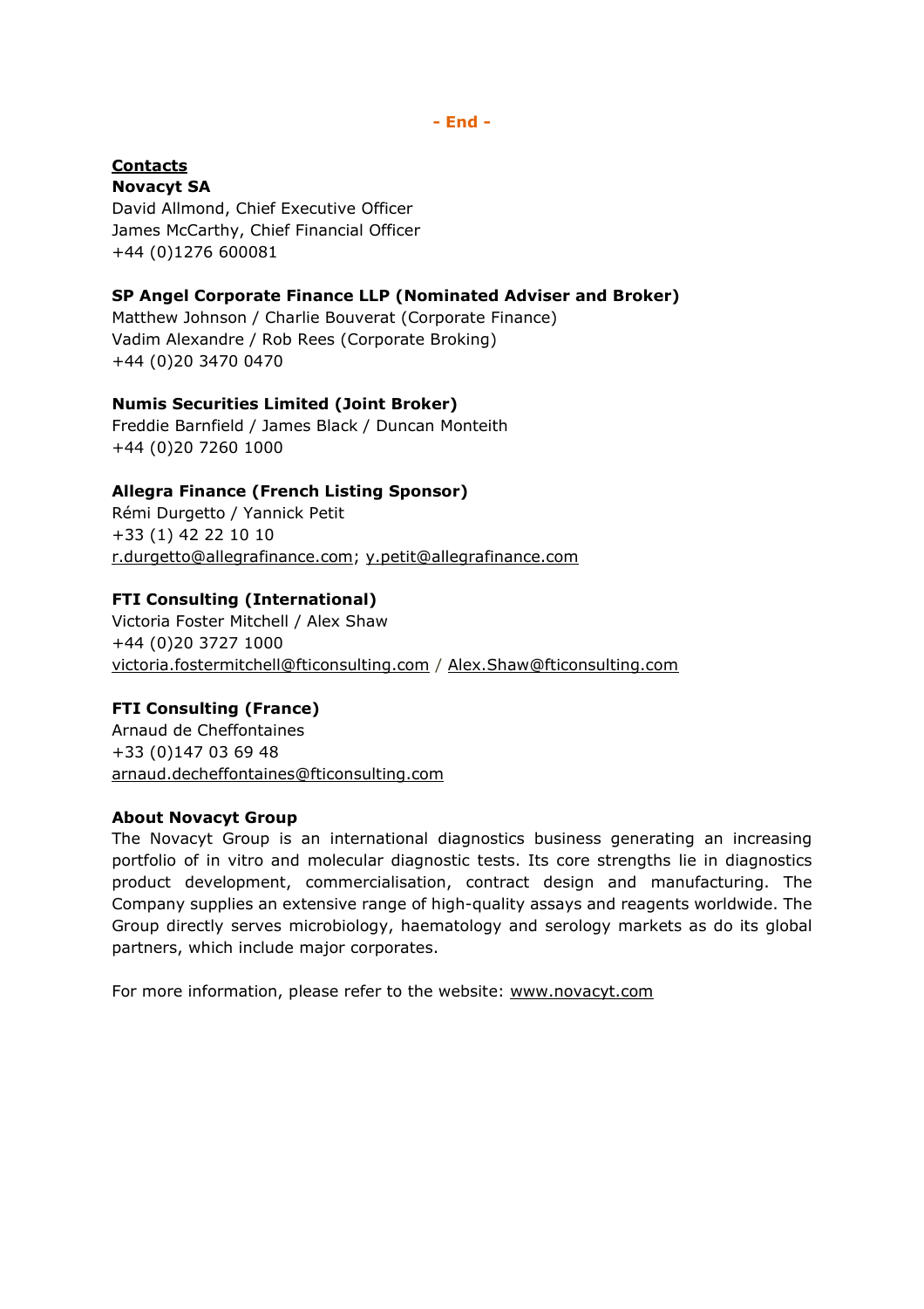**- End -**

**Contacts**

**Novacyt SA**
David Allmond, Chief Executive Officer
James McCarthy, Chief Financial Officer
+44 (0)1276 600081

**SP Angel Corporate Finance LLP (Nominated Adviser and Broker)**
Matthew Johnson / Charlie Bouverat (Corporate Finance)
Vadim Alexandre / Rob Rees (Corporate Broking)
+44 (0)20 3470 0470

**Numis Securities Limited (Joint Broker)**
Freddie Barnfield / James Black / Duncan Monteith
+44 (0)20 7260 1000

**Allegra Finance (French Listing Sponsor)**
Rémi Durgetto / Yannick Petit
+33 (1) 42 22 10 10
r.durgetto@allegrafinance.com; y.petit@allegrafinance.com

**FTI Consulting (International)**
Victoria Foster Mitchell / Alex Shaw
+44 (0)20 3727 1000
victoria.fostermitchell@fticonsulting.com / Alex.Shaw@fticonsulting.com

**FTI Consulting (France)**
Arnaud de Cheffontaines
+33 (0)147 03 69 48
arnaud.decheffontaines@fticonsulting.com

**About Novacyt Group**

The Novacyt Group is an international diagnostics business generating an increasing portfolio of in vitro and molecular diagnostic tests. Its core strengths lie in diagnostics product development, commercialisation, contract design and manufacturing. The Company supplies an extensive range of high-quality assays and reagents worldwide. The Group directly serves microbiology, haematology and serology markets as do its global partners, which include major corporates.

For more information, please refer to the website: www.novacyt.com